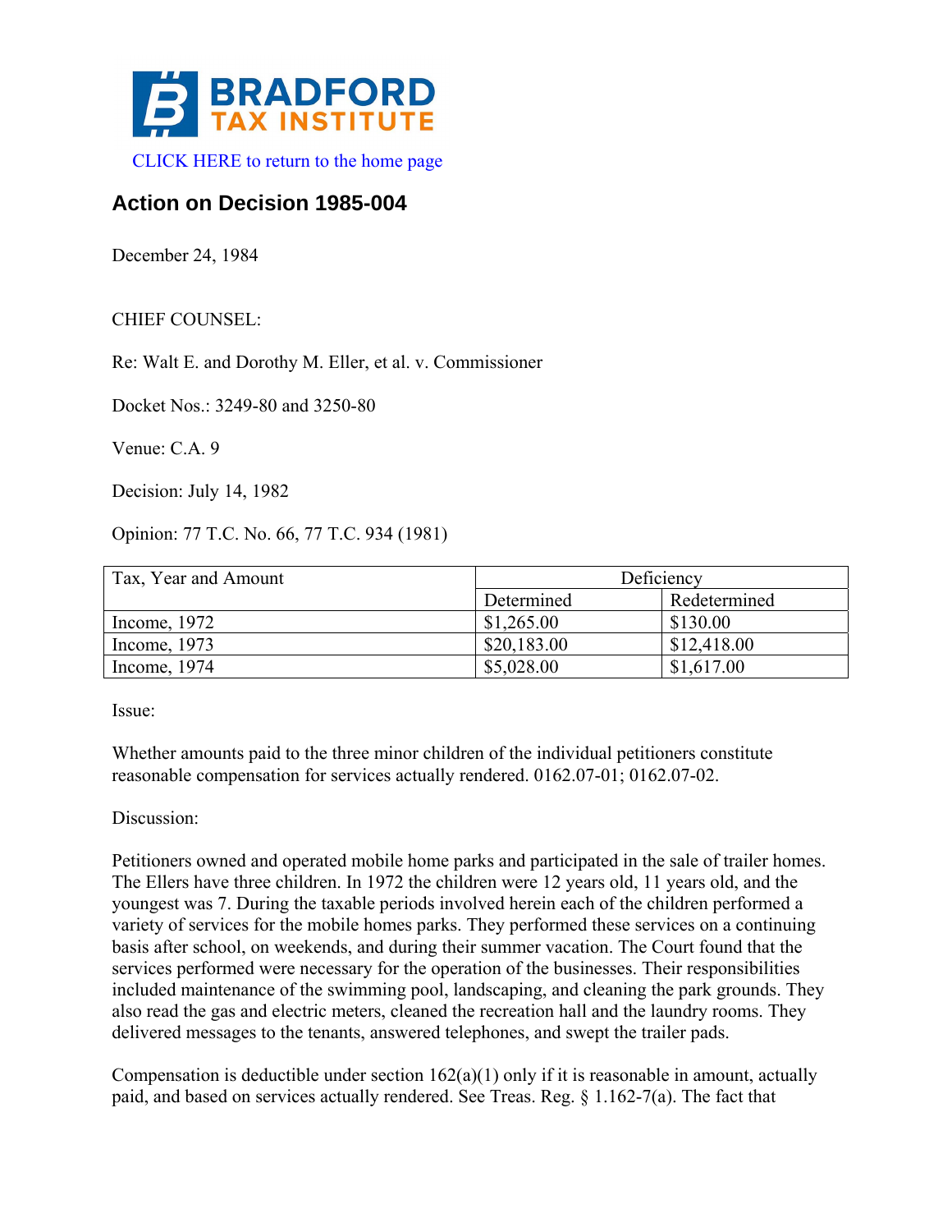BRADFORD TAX INSTITUTE

CLICK HERE to return to the home page

## Action on Decision 1985-004

December 24, 1984

CHIEF COUNSEL:

Re: Walt E. and Dorothy M. Eller, et al. v. Commissioner

Docket Nos.: 3249-80 and 3250-80

Venue: C.A. 9

Decision: July 14, 1982

Opinion: 77 T.C. No. 66, 77 T.C. 934 (1981)

| Tax, Year and Amount | Deficiency | |
|---|---|---|
| | Determined | Redetermined |
| Income, 1972 | $1,265.00 | $130.00 |
| Income, 1973 | $20,183.00 | $12,418.00 |
| Income, 1974 | $5,028.00 | $1,617.00 |

Issue:

Whether amounts paid to the three minor children of the individual petitioners constitute reasonable compensation for services actually rendered. 0162.07-01; 0162.07-02.

Discussion:

Petitioners owned and operated mobile home parks and participated in the sale of trailer homes. The Ellers have three children. In 1972 the children were 12 years old, 11 years old, and the youngest was 7. During the taxable periods involved herein each of the children performed a variety of services for the mobile homes parks. They performed these services on a continuing basis after school, on weekends, and during their summer vacation. The Court found that the services performed were necessary for the operation of the businesses. Their responsibilities included maintenance of the swimming pool, landscaping, and cleaning the park grounds. They also read the gas and electric meters, cleaned the recreation hall and the laundry rooms. They delivered messages to the tenants, answered telephones, and swept the trailer pads.

Compensation is deductible under section 162(a)(1) only if it is reasonable in amount, actually paid, and based on services actually rendered. See Treas. Reg. § 1.162-7(a). The fact that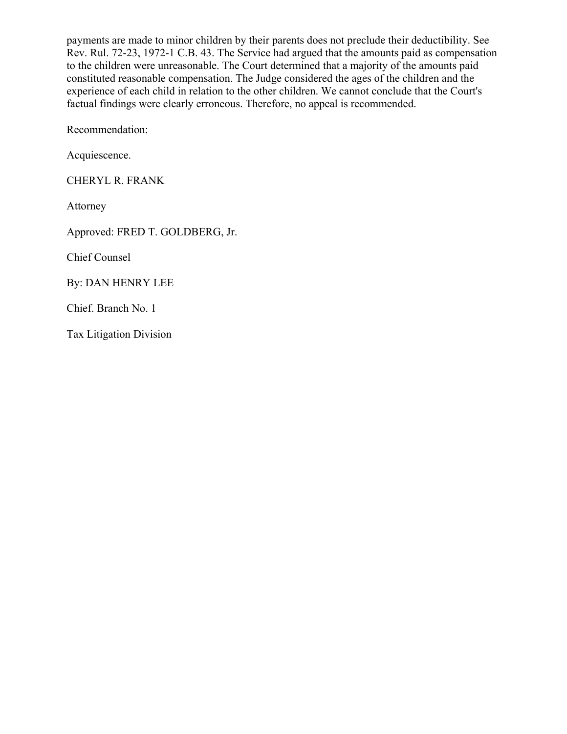payments are made to minor children by their parents does not preclude their deductibility. See Rev. Rul. 72-23, 1972-1 C.B. 43. The Service had argued that the amounts paid as compensation to the children were unreasonable. The Court determined that a majority of the amounts paid constituted reasonable compensation. The Judge considered the ages of the children and the experience of each child in relation to the other children. We cannot conclude that the Court's factual findings were clearly erroneous. Therefore, no appeal is recommended.

Recommendation:

Acquiescence.

CHERYL R. FRANK

Attorney

Approved: FRED T. GOLDBERG, Jr.

Chief Counsel

By: DAN HENRY LEE

Chief. Branch No. 1

Tax Litigation Division